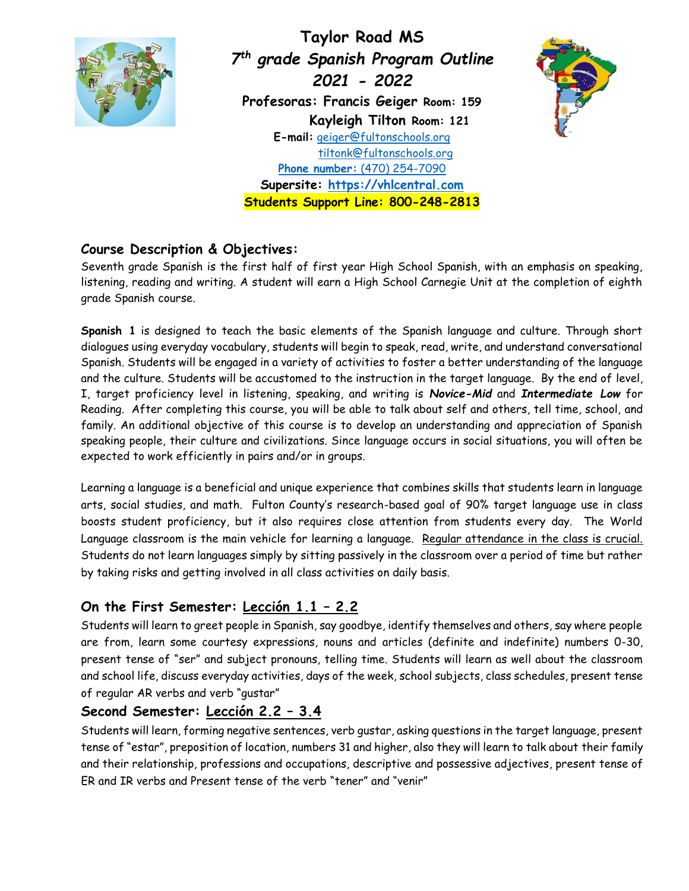# Taylor Road MS

## *7th grade Spanish Program Outline*

## *2021 - 2022*

**Profesoras: Francis Geiger Room: 159**

**Kayleigh Tilton Room: 121**

**E-mail:** geiger@fultonschools.org

tiltonk@fultonschools.org

**Phone number:** (470) 254-7090

**Supersite: https://vhlcentral.com**

**Students Support Line: 800-248-2813**

### Course Description & Objectives:

Seventh grade Spanish is the first half of first year High School Spanish, with an emphasis on speaking, listening, reading and writing. A student will earn a High School Carnegie Unit at the completion of eighth grade Spanish course.

**Spanish 1** is designed to teach the basic elements of the Spanish language and culture. Through short dialogues using everyday vocabulary, students will begin to speak, read, write, and understand conversational Spanish. Students will be engaged in a variety of activities to foster a better understanding of the language and the culture. Students will be accustomed to the instruction in the target language. By the end of level, I, target proficiency level in listening, speaking, and writing is ***Novice-Mid*** and ***Intermediate Low*** for Reading. After completing this course, you will be able to talk about self and others, tell time, school, and family. An additional objective of this course is to develop an understanding and appreciation of Spanish speaking people, their culture and civilizations. Since language occurs in social situations, you will often be expected to work efficiently in pairs and/or in groups.

Learning a language is a beneficial and unique experience that combines skills that students learn in language arts, social studies, and math. Fulton County's research-based goal of 90% target language use in class boosts student proficiency, but it also requires close attention from students every day. The World Language classroom is the main vehicle for learning a language. <u>Regular attendance in the class is crucial.</u> Students do not learn languages simply by sitting passively in the classroom over a period of time but rather by taking risks and getting involved in all class activities on daily basis.

### On the First Semester: <u>Lección 1.1 – 2.2</u>

Students will learn to greet people in Spanish, say goodbye, identify themselves and others, say where people are from, learn some courtesy expressions, nouns and articles (definite and indefinite) numbers 0-30, present tense of "ser" and subject pronouns, telling time. Students will learn as well about the classroom and school life, discuss everyday activities, days of the week, school subjects, class schedules, present tense of regular AR verbs and verb "gustar"

### Second Semester: <u>Lección 2.2 – 3.4</u>

Students will learn, forming negative sentences, verb gustar, asking questions in the target language, present tense of "estar", preposition of location, numbers 31 and higher, also they will learn to talk about their family and their relationship, professions and occupations, descriptive and possessive adjectives, present tense of ER and IR verbs and Present tense of the verb "tener" and "venir"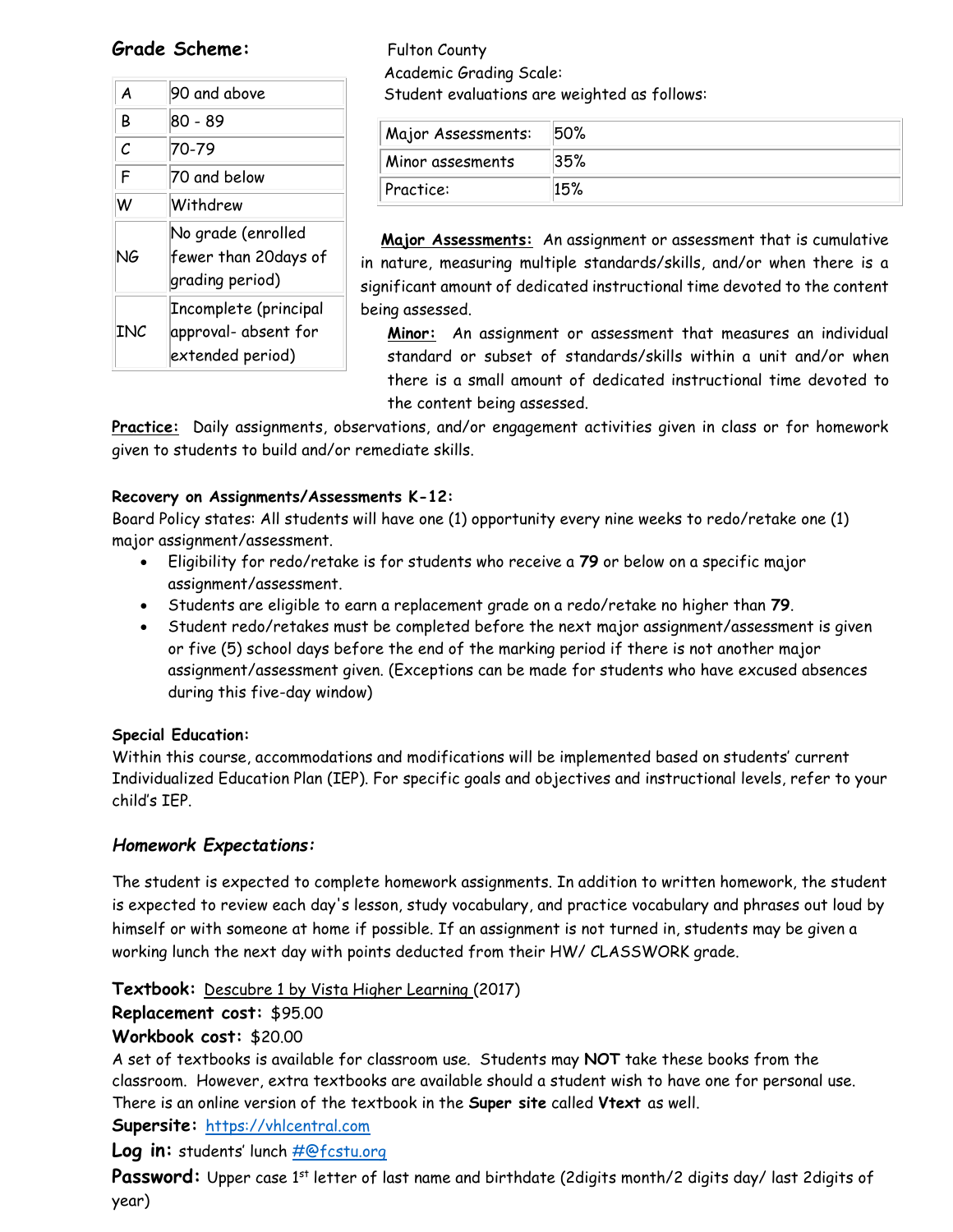## Grade Scheme:

| | |
|---|---|
| A | 90 and above |
| B | 80 - 89 |
| C | 70-79 |
| F | 70 and below |
| W | Withdrew |
| NG | No grade (enrolled fewer than 20days of grading period) |
| INC | Incomplete (principal approval- absent for extended period) |

Fulton County
Academic Grading Scale:
Student evaluations are weighted as follows:

| | |
|---|---|
| Major Assessments: | 50% |
| Minor assesments | 35% |
| Practice: | 15% |

**Major Assessments:** An assignment or assessment that is cumulative in nature, measuring multiple standards/skills, and/or when there is a significant amount of dedicated instructional time devoted to the content being assessed.

**Minor:** An assignment or assessment that measures an individual standard or subset of standards/skills within a unit and/or when there is a small amount of dedicated instructional time devoted to the content being assessed.

**Practice:** Daily assignments, observations, and/or engagement activities given in class or for homework given to students to build and/or remediate skills.

**Recovery on Assignments/Assessments K-12:**
Board Policy states: All students will have one (1) opportunity every nine weeks to redo/retake one (1) major assignment/assessment.

- Eligibility for redo/retake is for students who receive a **79** or below on a specific major assignment/assessment.
- Students are eligible to earn a replacement grade on a redo/retake no higher than **79**.
- Student redo/retakes must be completed before the next major assignment/assessment is given or five (5) school days before the end of the marking period if there is not another major assignment/assessment given. (Exceptions can be made for students who have excused absences during this five-day window)

**Special Education:**
Within this course, accommodations and modifications will be implemented based on students' current Individualized Education Plan (IEP). For specific goals and objectives and instructional levels, refer to your child's IEP.

### *Homework Expectations:*

The student is expected to complete homework assignments. In addition to written homework, the student is expected to review each day's lesson, study vocabulary, and practice vocabulary and phrases out loud by himself or with someone at home if possible. If an assignment is not turned in, students may be given a working lunch the next day with points deducted from their HW/ CLASSWORK grade.

**Textbook:** Descubre 1 by Vista Higher Learning (2017)
**Replacement cost:** $95.00
**Workbook cost:** $20.00
A set of textbooks is available for classroom use. Students may **NOT** take these books from the classroom. However, extra textbooks are available should a student wish to have one for personal use. There is an online version of the textbook in the **Super site** called **Vtext** as well.
**Supersite:** https://vhlcentral.com
**Log in:** students' lunch #@fcstu.org
**Password:** Upper case 1st letter of last name and birthdate (2digits month/2 digits day/ last 2digits of year)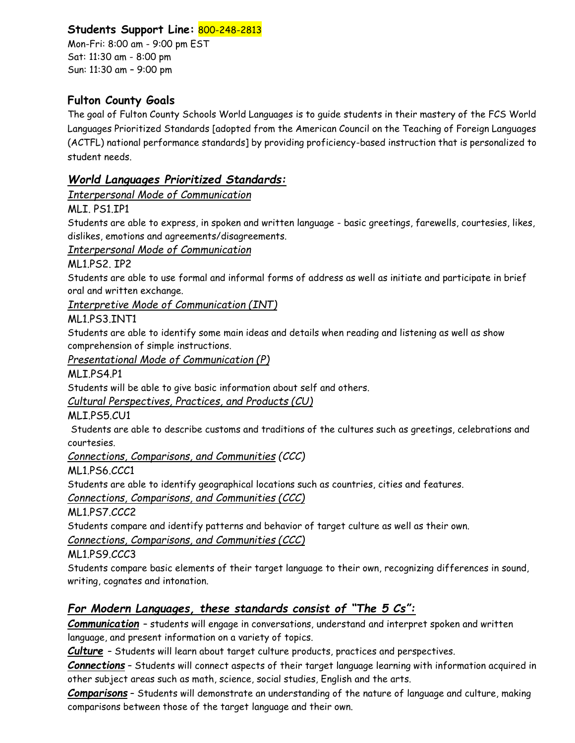### **Students Support Line:** 800-248-2813

Mon-Fri: 8:00 am - 9:00 pm EST
Sat: 11:30 am - 8:00 pm
Sun: 11:30 am – 9:00 pm

### **Fulton County Goals**

The goal of Fulton County Schools World Languages is to guide students in their mastery of the FCS World Languages Prioritized Standards [adopted from the American Council on the Teaching of Foreign Languages (ACTFL) national performance standards] by providing proficiency-based instruction that is personalized to student needs.

## ***World Languages Prioritized Standards:***

*Interpersonal Mode of Communication*

MLI. PS1.IP1

Students are able to express, in spoken and written language - basic greetings, farewells, courtesies, likes, dislikes, emotions and agreements/disagreements.

*Interpersonal Mode of Communication*

ML1.PS2. IP2

Students are able to use formal and informal forms of address as well as initiate and participate in brief oral and written exchange.

*Interpretive Mode of Communication (INT)*

ML1.PS3.INT1

Students are able to identify some main ideas and details when reading and listening as well as show comprehension of simple instructions.

*Presentational Mode of Communication (P)*

MLI.PS4.P1

Students will be able to give basic information about self and others.

*Cultural Perspectives, Practices, and Products (CU)*

MLI.PS5.CU1

Students are able to describe customs and traditions of the cultures such as greetings, celebrations and courtesies.

*Connections, Comparisons, and Communities (CCC)*

ML1.PS6.CCC1

Students are able to identify geographical locations such as countries, cities and features.

*Connections, Comparisons, and Communities (CCC)*

ML1.PS7.CCC2

Students compare and identify patterns and behavior of target culture as well as their own.

*Connections, Comparisons, and Communities (CCC)*

ML1.PS9.CCC3

Students compare basic elements of their target language to their own, recognizing differences in sound, writing, cognates and intonation.

## ***For Modern Languages, these standards consist of "The 5 Cs":***

***Communication*** – students will engage in conversations, understand and interpret spoken and written language, and present information on a variety of topics.

***Culture*** – Students will learn about target culture products, practices and perspectives.

***Connections*** – Students will connect aspects of their target language learning with information acquired in other subject areas such as math, science, social studies, English and the arts.

***Comparisons*** – Students will demonstrate an understanding of the nature of language and culture, making comparisons between those of the target language and their own.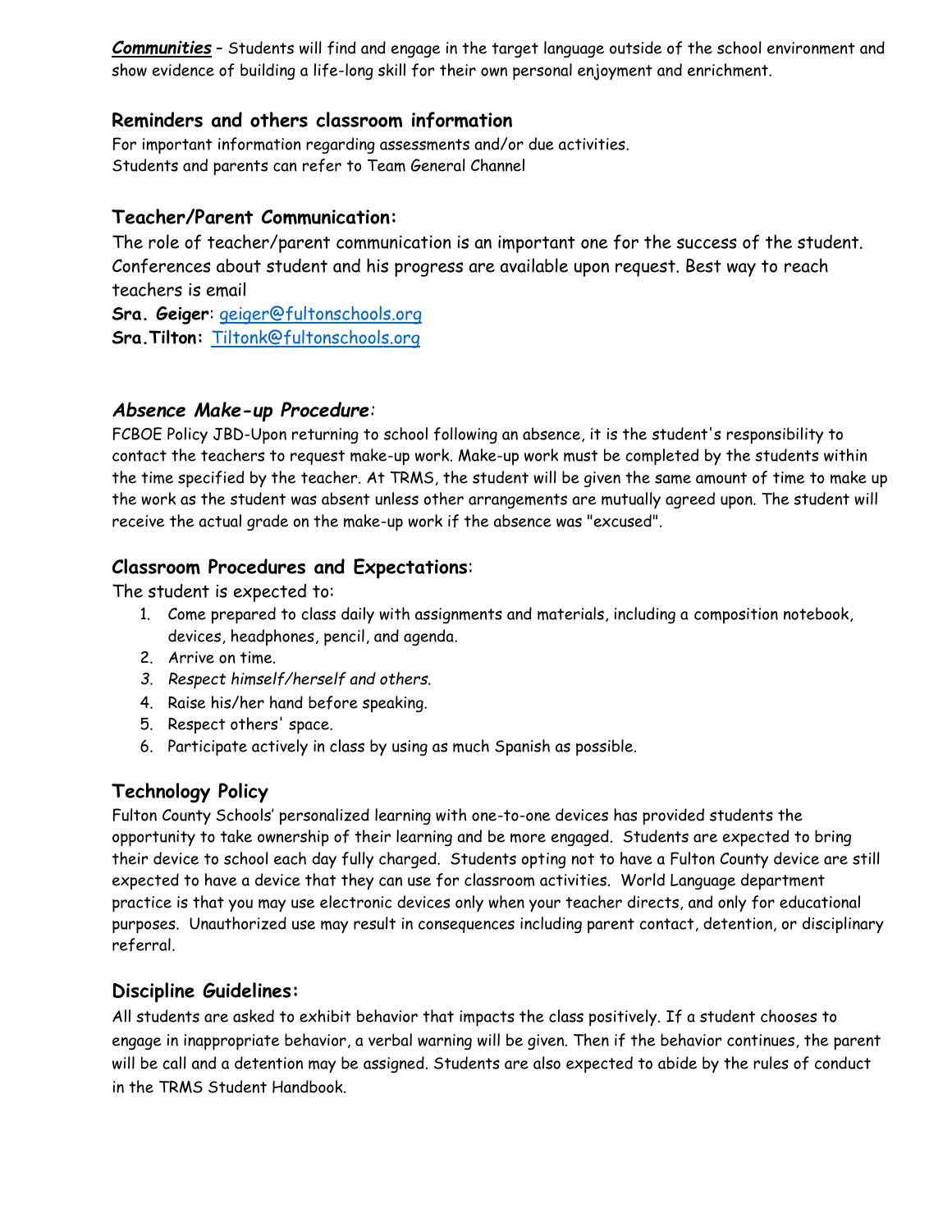***Communities*** – Students will find and engage in the target language outside of the school environment and show evidence of building a life-long skill for their own personal enjoyment and enrichment.

## Reminders and others classroom information

For important information regarding assessments and/or due activities.
Students and parents can refer to Team General Channel

## Teacher/Parent Communication:

The role of teacher/parent communication is an important one for the success of the student. Conferences about student and his progress are available upon request. Best way to reach teachers is email

**Sra. Geiger**: geiger@fultonschools.org
**Sra.Tilton:** Tiltonk@fultonschools.org

## *Absence Make-up Procedure*:

FCBOE Policy JBD-Upon returning to school following an absence, it is the student's responsibility to contact the teachers to request make-up work. Make-up work must be completed by the students within the time specified by the teacher. At TRMS, the student will be given the same amount of time to make up the work as the student was absent unless other arrangements are mutually agreed upon. The student will receive the actual grade on the make-up work if the absence was "excused".

## Classroom Procedures and Expectations:

The student is expected to:

1. Come prepared to class daily with assignments and materials, including a composition notebook, devices, headphones, pencil, and agenda.
2. Arrive on time.
3. *Respect himself/herself and others.*
4. Raise his/her hand before speaking.
5. Respect others' space.
6. Participate actively in class by using as much Spanish as possible.

## Technology Policy

Fulton County Schools' personalized learning with one-to-one devices has provided students the opportunity to take ownership of their learning and be more engaged. Students are expected to bring their device to school each day fully charged. Students opting not to have a Fulton County device are still expected to have a device that they can use for classroom activities. World Language department practice is that you may use electronic devices only when your teacher directs, and only for educational purposes. Unauthorized use may result in consequences including parent contact, detention, or disciplinary referral.

## Discipline Guidelines:

All students are asked to exhibit behavior that impacts the class positively. If a student chooses to engage in inappropriate behavior, a verbal warning will be given. Then if the behavior continues, the parent will be call and a detention may be assigned. Students are also expected to abide by the rules of conduct in the TRMS Student Handbook.